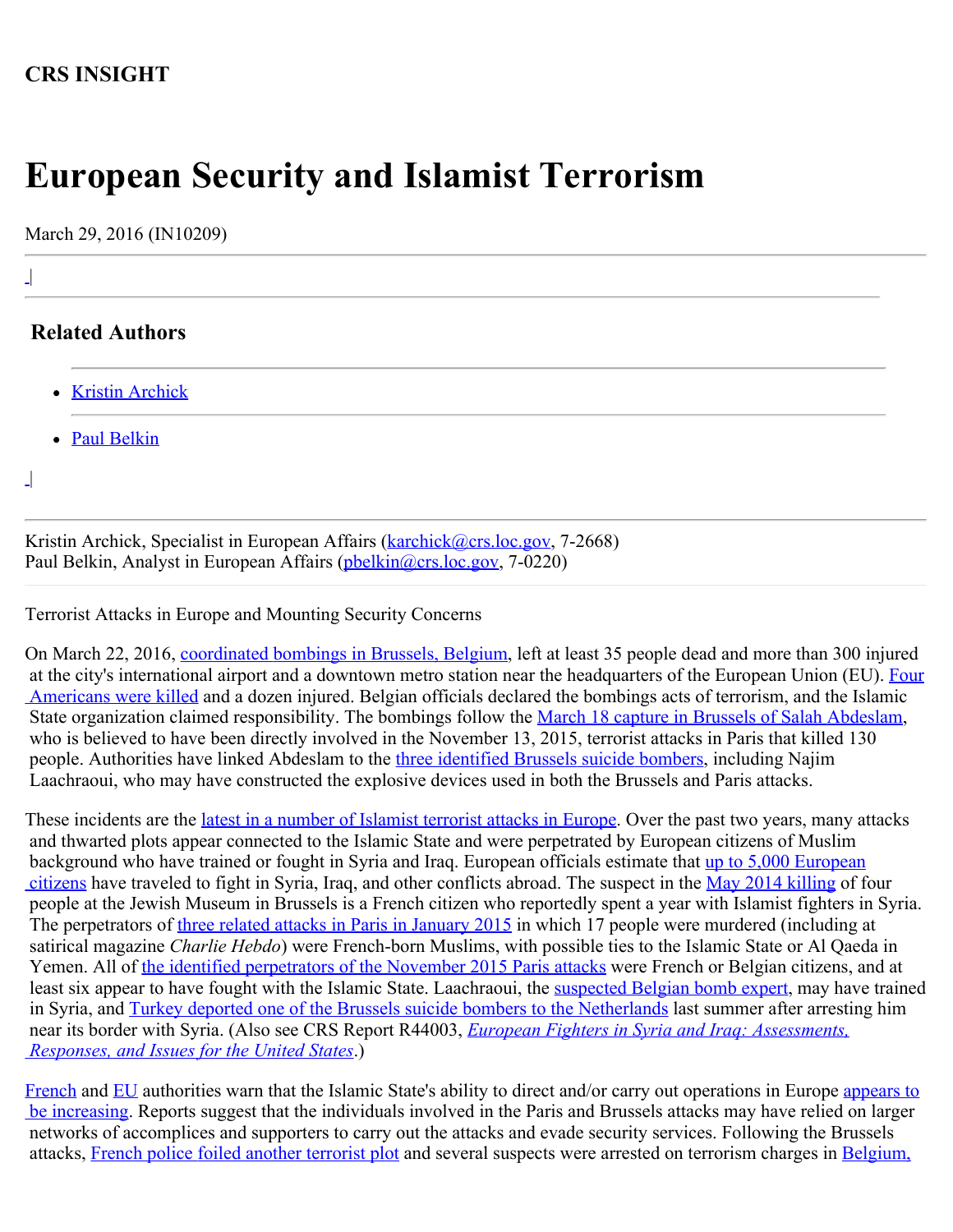**CRS INSIGHT**

# European Security and Islamist Terrorism

March 29, 2016 (IN10209)

## Related Authors

- Kristin Archick
- Paul Belkin

Kristin Archick, Specialist in European Affairs (karchick@crs.loc.gov, 7-2668)
Paul Belkin, Analyst in European Affairs (pbelkin@crs.loc.gov, 7-0220)

Terrorist Attacks in Europe and Mounting Security Concerns

On March 22, 2016, coordinated bombings in Brussels, Belgium, left at least 35 people dead and more than 300 injured at the city's international airport and a downtown metro station near the headquarters of the European Union (EU). Four Americans were killed and a dozen injured. Belgian officials declared the bombings acts of terrorism, and the Islamic State organization claimed responsibility. The bombings follow the March 18 capture in Brussels of Salah Abdeslam, who is believed to have been directly involved in the November 13, 2015, terrorist attacks in Paris that killed 130 people. Authorities have linked Abdeslam to the three identified Brussels suicide bombers, including Najim Laachraoui, who may have constructed the explosive devices used in both the Brussels and Paris attacks.

These incidents are the latest in a number of Islamist terrorist attacks in Europe. Over the past two years, many attacks and thwarted plots appear connected to the Islamic State and were perpetrated by European citizens of Muslim background who have trained or fought in Syria and Iraq. European officials estimate that up to 5,000 European citizens have traveled to fight in Syria, Iraq, and other conflicts abroad. The suspect in the May 2014 killing of four people at the Jewish Museum in Brussels is a French citizen who reportedly spent a year with Islamist fighters in Syria. The perpetrators of three related attacks in Paris in January 2015 in which 17 people were murdered (including at satirical magazine *Charlie Hebdo*) were French-born Muslims, with possible ties to the Islamic State or Al Qaeda in Yemen. All of the identified perpetrators of the November 2015 Paris attacks were French or Belgian citizens, and at least six appear to have fought with the Islamic State. Laachraoui, the suspected Belgian bomb expert, may have trained in Syria, and Turkey deported one of the Brussels suicide bombers to the Netherlands last summer after arresting him near its border with Syria. (Also see CRS Report R44003, *European Fighters in Syria and Iraq: Assessments, Responses, and Issues for the United States*.)

French and EU authorities warn that the Islamic State's ability to direct and/or carry out operations in Europe appears to be increasing. Reports suggest that the individuals involved in the Paris and Brussels attacks may have relied on larger networks of accomplices and supporters to carry out the attacks and evade security services. Following the Brussels attacks, French police foiled another terrorist plot and several suspects were arrested on terrorism charges in Belgium,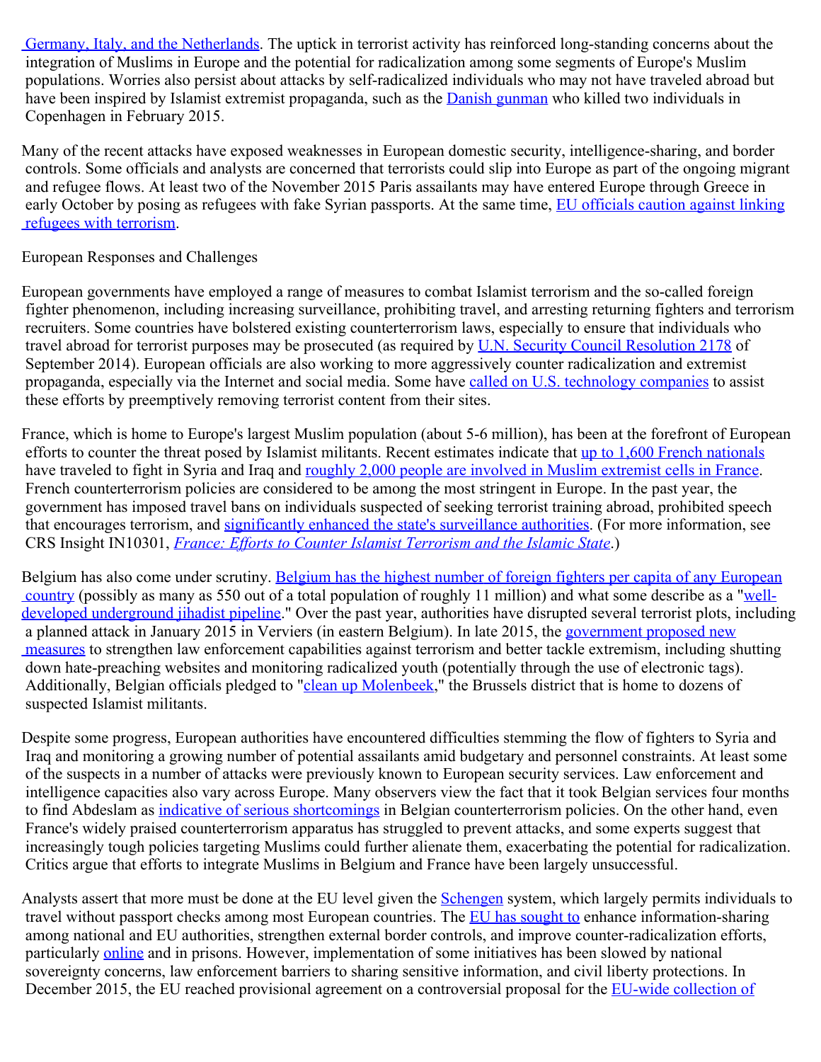Germany, Italy, and the Netherlands. The uptick in terrorist activity has reinforced long-standing concerns about the integration of Muslims in Europe and the potential for radicalization among some segments of Europe's Muslim populations. Worries also persist about attacks by self-radicalized individuals who may not have traveled abroad but have been inspired by Islamist extremist propaganda, such as the Danish gunman who killed two individuals in Copenhagen in February 2015.

Many of the recent attacks have exposed weaknesses in European domestic security, intelligence-sharing, and border controls. Some officials and analysts are concerned that terrorists could slip into Europe as part of the ongoing migrant and refugee flows. At least two of the November 2015 Paris assailants may have entered Europe through Greece in early October by posing as refugees with fake Syrian passports. At the same time, EU officials caution against linking refugees with terrorism.

## European Responses and Challenges

European governments have employed a range of measures to combat Islamist terrorism and the so-called foreign fighter phenomenon, including increasing surveillance, prohibiting travel, and arresting returning fighters and terrorism recruiters. Some countries have bolstered existing counterterrorism laws, especially to ensure that individuals who travel abroad for terrorist purposes may be prosecuted (as required by U.N. Security Council Resolution 2178 of September 2014). European officials are also working to more aggressively counter radicalization and extremist propaganda, especially via the Internet and social media. Some have called on U.S. technology companies to assist these efforts by preemptively removing terrorist content from their sites.

France, which is home to Europe's largest Muslim population (about 5-6 million), has been at the forefront of European efforts to counter the threat posed by Islamist militants. Recent estimates indicate that up to 1,600 French nationals have traveled to fight in Syria and Iraq and roughly 2,000 people are involved in Muslim extremist cells in France. French counterterrorism policies are considered to be among the most stringent in Europe. In the past year, the government has imposed travel bans on individuals suspected of seeking terrorist training abroad, prohibited speech that encourages terrorism, and significantly enhanced the state's surveillance authorities. (For more information, see CRS Insight IN10301, *France: Efforts to Counter Islamist Terrorism and the Islamic State*.)

Belgium has also come under scrutiny. Belgium has the highest number of foreign fighters per capita of any European country (possibly as many as 550 out of a total population of roughly 11 million) and what some describe as a "well-developed underground jihadist pipeline." Over the past year, authorities have disrupted several terrorist plots, including a planned attack in January 2015 in Verviers (in eastern Belgium). In late 2015, the government proposed new measures to strengthen law enforcement capabilities against terrorism and better tackle extremism, including shutting down hate-preaching websites and monitoring radicalized youth (potentially through the use of electronic tags). Additionally, Belgian officials pledged to "clean up Molenbeek," the Brussels district that is home to dozens of suspected Islamist militants.

Despite some progress, European authorities have encountered difficulties stemming the flow of fighters to Syria and Iraq and monitoring a growing number of potential assailants amid budgetary and personnel constraints. At least some of the suspects in a number of attacks were previously known to European security services. Law enforcement and intelligence capacities also vary across Europe. Many observers view the fact that it took Belgian services four months to find Abdeslam as indicative of serious shortcomings in Belgian counterterrorism policies. On the other hand, even France's widely praised counterterrorism apparatus has struggled to prevent attacks, and some experts suggest that increasingly tough policies targeting Muslims could further alienate them, exacerbating the potential for radicalization. Critics argue that efforts to integrate Muslims in Belgium and France have been largely unsuccessful.

Analysts assert that more must be done at the EU level given the Schengen system, which largely permits individuals to travel without passport checks among most European countries. The EU has sought to enhance information-sharing among national and EU authorities, strengthen external border controls, and improve counter-radicalization efforts, particularly online and in prisons. However, implementation of some initiatives has been slowed by national sovereignty concerns, law enforcement barriers to sharing sensitive information, and civil liberty protections. In December 2015, the EU reached provisional agreement on a controversial proposal for the EU-wide collection of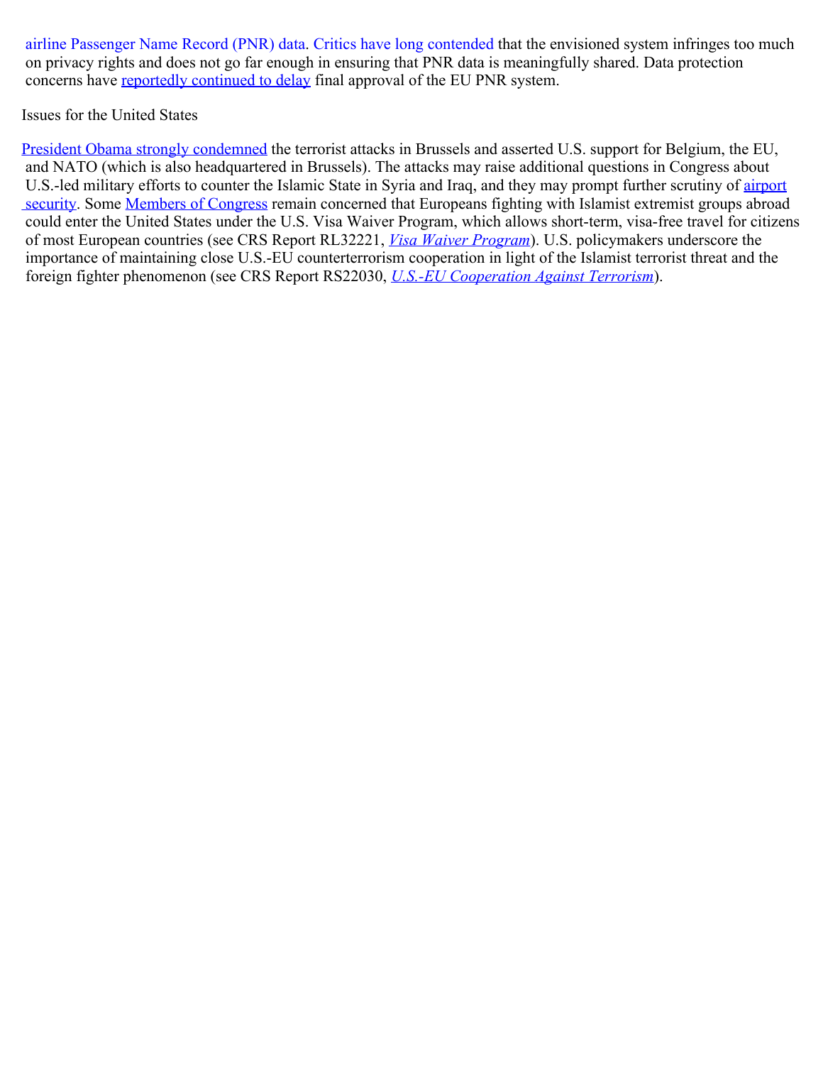airline Passenger Name Record (PNR) data. Critics have long contended that the envisioned system infringes too much on privacy rights and does not go far enough in ensuring that PNR data is meaningfully shared. Data protection concerns have reportedly continued to delay final approval of the EU PNR system.

## Issues for the United States

President Obama strongly condemned the terrorist attacks in Brussels and asserted U.S. support for Belgium, the EU, and NATO (which is also headquartered in Brussels). The attacks may raise additional questions in Congress about U.S.-led military efforts to counter the Islamic State in Syria and Iraq, and they may prompt further scrutiny of airport security. Some Members of Congress remain concerned that Europeans fighting with Islamist extremist groups abroad could enter the United States under the U.S. Visa Waiver Program, which allows short-term, visa-free travel for citizens of most European countries (see CRS Report RL32221, *Visa Waiver Program*). U.S. policymakers underscore the importance of maintaining close U.S.-EU counterterrorism cooperation in light of the Islamist terrorist threat and the foreign fighter phenomenon (see CRS Report RS22030, *U.S.-EU Cooperation Against Terrorism*).